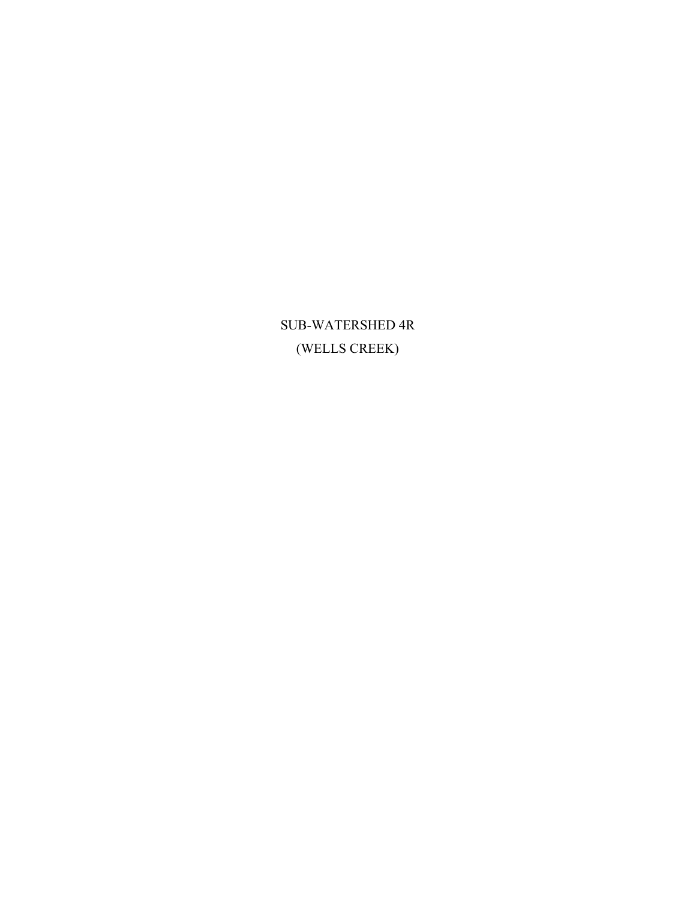# SUB-WATERSHED 4R
# (WELLS CREEK)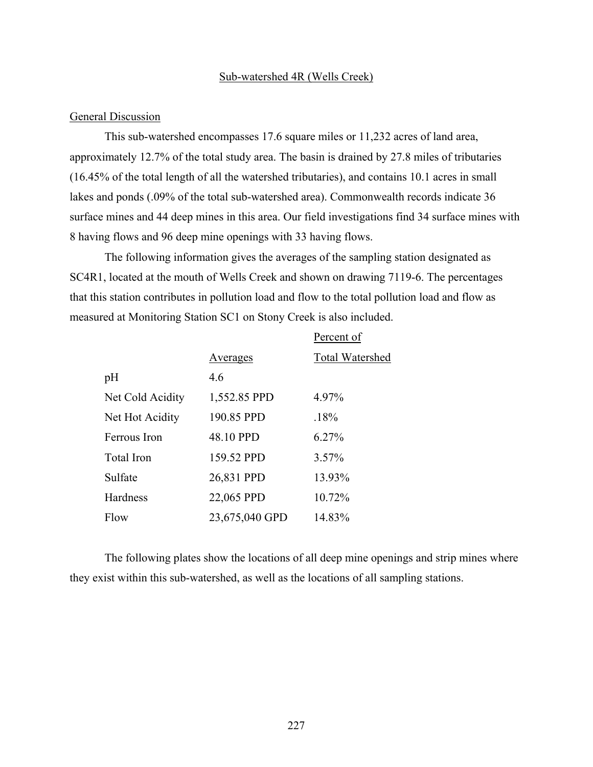## Sub-watershed 4R (Wells Creek)

### General Discussion

This sub-watershed encompasses 17.6 square miles or 11,232 acres of land area, approximately 12.7% of the total study area. The basin is drained by 27.8 miles of tributaries (16.45% of the total length of all the watershed tributaries), and contains 10.1 acres in small lakes and ponds (.09% of the total sub-watershed area). Commonwealth records indicate 36 surface mines and 44 deep mines in this area. Our field investigations find 34 surface mines with 8 having flows and 96 deep mine openings with 33 having flows.

The following information gives the averages of the sampling station designated as SC4R1, located at the mouth of Wells Creek and shown on drawing 7119-6. The percentages that this station contributes in pollution load and flow to the total pollution load and flow as measured at Monitoring Station SC1 on Stony Creek is also included.

| | Averages | Percent of Total Watershed |
|---|---|---|
| pH | 4.6 | |
| Net Cold Acidity | 1,552.85 PPD | 4.97% |
| Net Hot Acidity | 190.85 PPD | .18% |
| Ferrous Iron | 48.10 PPD | 6.27% |
| Total Iron | 159.52 PPD | 3.57% |
| Sulfate | 26,831 PPD | 13.93% |
| Hardness | 22,065 PPD | 10.72% |
| Flow | 23,675,040 GPD | 14.83% |

The following plates show the locations of all deep mine openings and strip mines where they exist within this sub-watershed, as well as the locations of all sampling stations.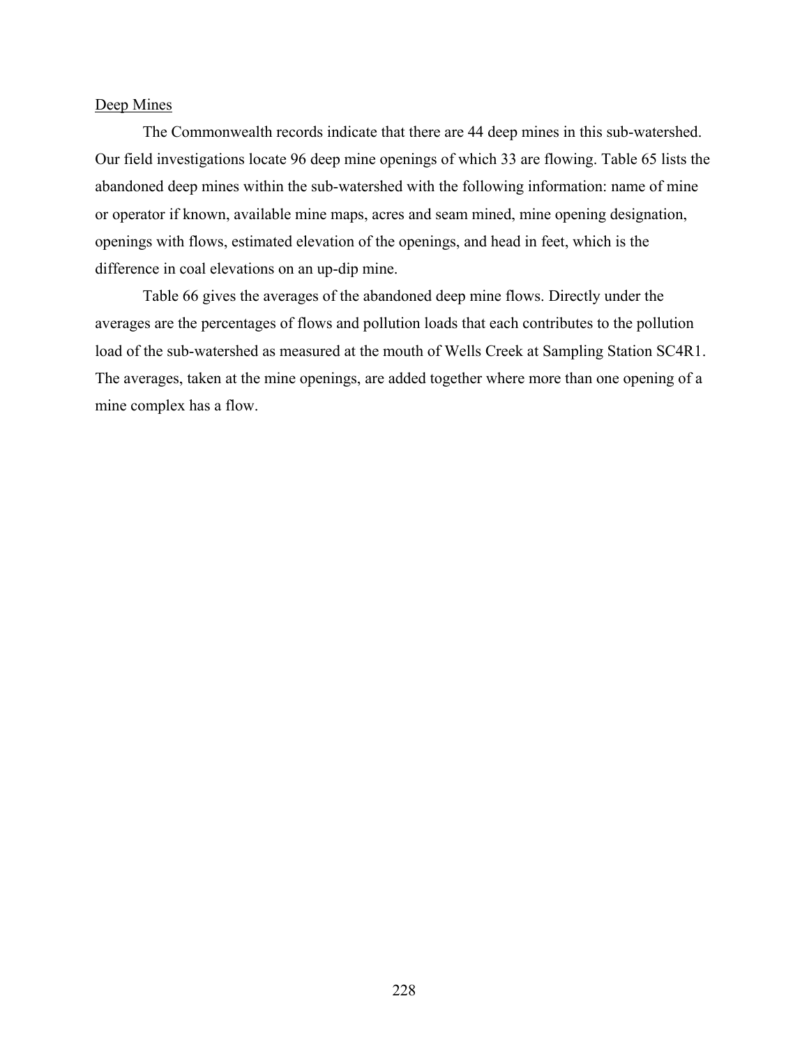<u>Deep Mines</u>

The Commonwealth records indicate that there are 44 deep mines in this sub-watershed. Our field investigations locate 96 deep mine openings of which 33 are flowing. Table 65 lists the abandoned deep mines within the sub-watershed with the following information: name of mine or operator if known, available mine maps, acres and seam mined, mine opening designation, openings with flows, estimated elevation of the openings, and head in feet, which is the difference in coal elevations on an up-dip mine.

Table 66 gives the averages of the abandoned deep mine flows. Directly under the averages are the percentages of flows and pollution loads that each contributes to the pollution load of the sub-watershed as measured at the mouth of Wells Creek at Sampling Station SC4R1. The averages, taken at the mine openings, are added together where more than one opening of a mine complex has a flow.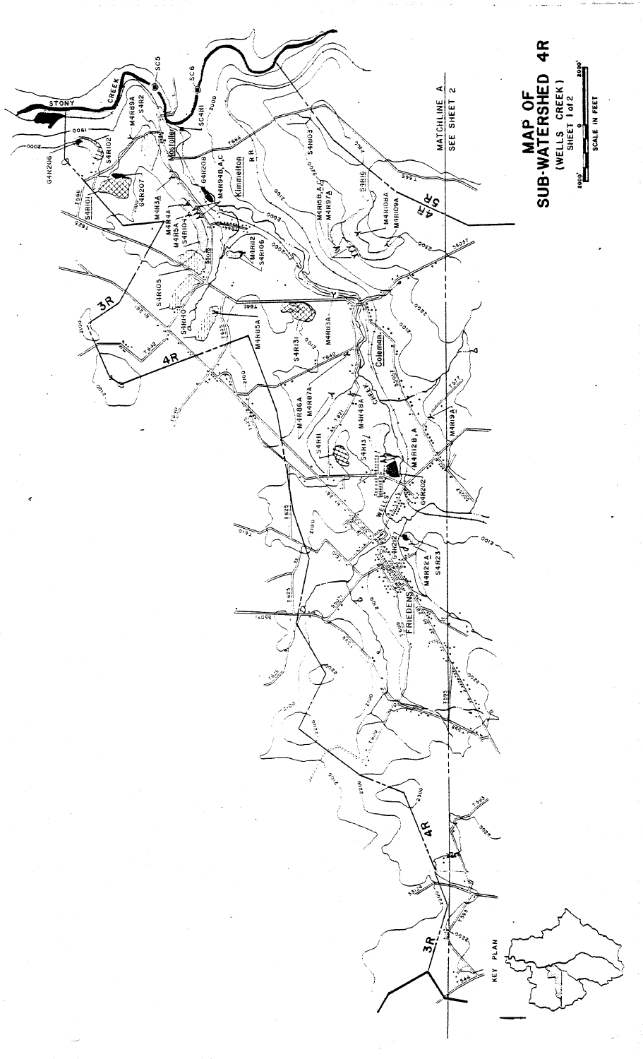# MAP OF SUB-WATERSHED 4R

(WELLS CREEK)

SHEET 1 of 2

2000' 0 2000'

SCALE IN FEET

MATCHLINE A

SEE SHEET 2

KEY PLAN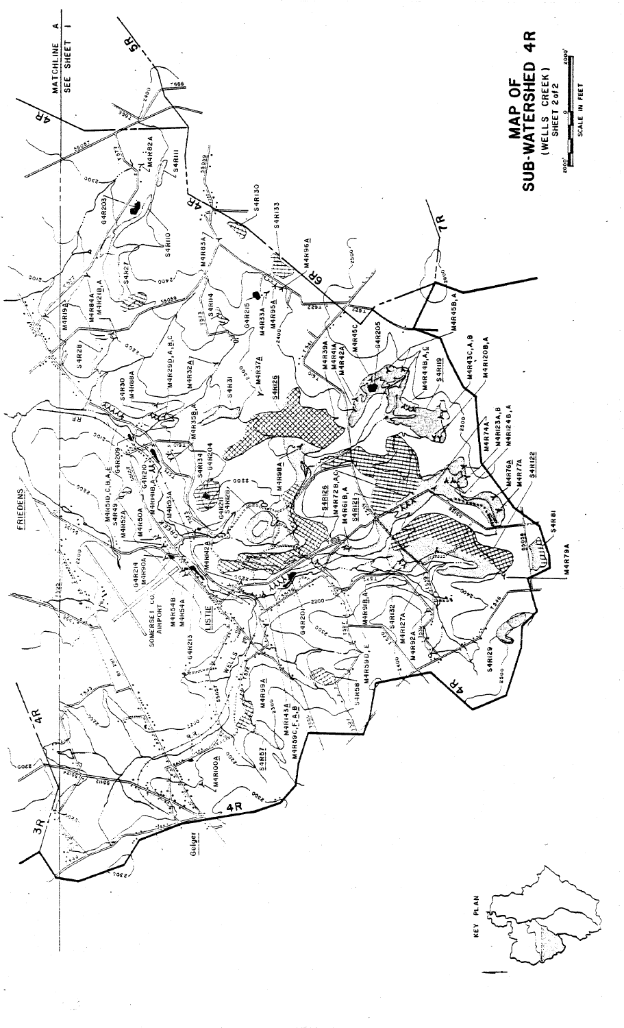# MAP OF SUB-WATERSHED 4R

(WELLS CREEK)

SHEET 2 of 2

SCALE IN FEET

MATCHLINE A
SEE SHEET 1

KEY PLAN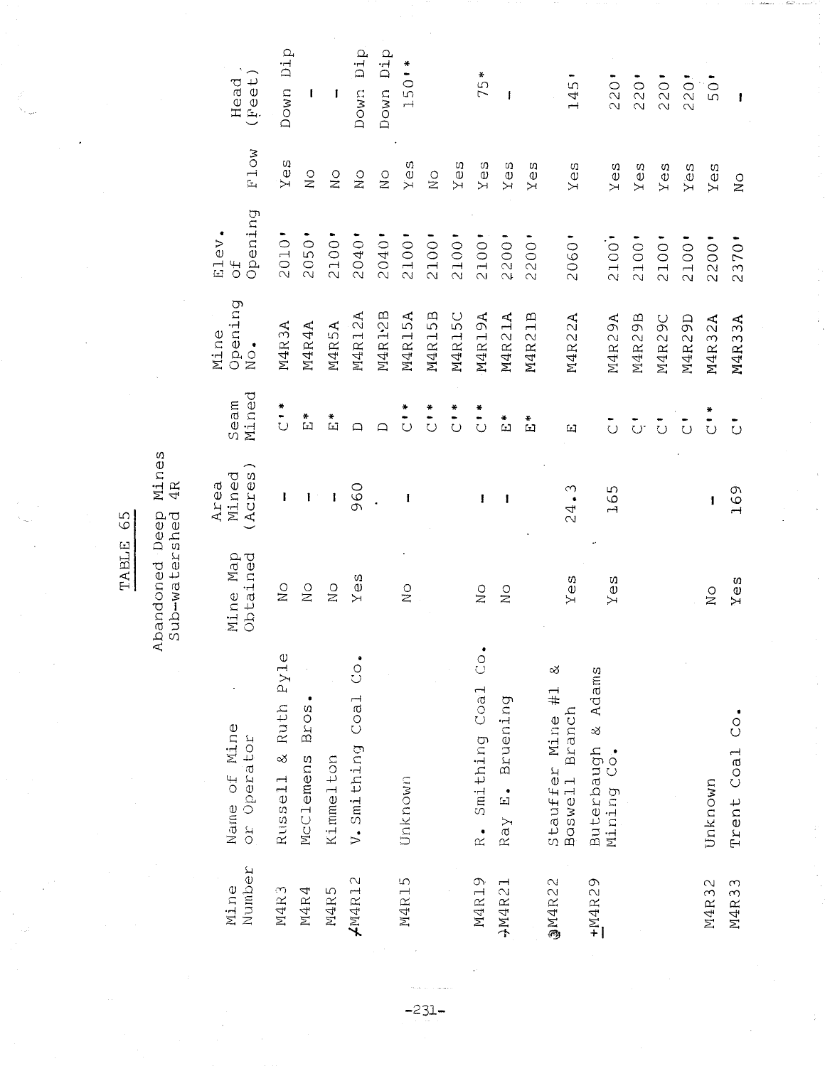TABLE 65

Abandoned Deep Mines
Sub-watershed 4R

| Mine Number | Name of Mine or Operator | Mine Map Obtained | Area Mined (Acres) | Seam Mined | Mine Opening No. | Elev. of Opening | Flow | Head (Feet) |
|---|---|---|---|---|---|---|---|---|
| M4R3 | Russell & Ruth Pyle | No | - | C'* | M4R3A | 2010' | Yes | Down Dip |
| M4R4 | McClemens Bros. | No | - | E* | M4R4A | 2050' | No | - |
| M4R5 | Kimmelton | No | - | E* | M4R5A | 2100' | No | - |
| ✓M4R12 | V. Smithing Coal Co. | Yes | 960 | D | M4R12A | 2040' | No | Down Dip |
| | | | | D | M4R12B | 2040' | No | Down Dip |
| M4R15 | Unknown | No | - | C'* | M4R15A | 2100' | Yes | 150'* |
| | | | | C'* | M4R15B | 2100' | No | |
| | | | | C'* | M4R15C | 2100' | Yes | |
| M4R19 | R. Smithing Coal Co. | No | - | C'* | M4R19A | 2100' | Yes | 75* |
| →M4R21 | Ray E. Bruening | No | - | E* | M4R21A | 2200' | Yes | - |
| | | | | E* | M4R21B | 2200' | Yes | |
| @M4R22 | Stauffer Mine #1 & Boswell Branch | Yes | 24.3 | E | M4R22A | 2060' | Yes | 145' |
| +M4R29 | Buterbaugh & Adams Mining Co. | Yes | 165 | C' | M4R29A | 2100' | Yes | 220' |
| | | | | C' | M4R29B | 2100' | Yes | 220' |
| | | | | C' | M4R29C | 2100' | Yes | 220' |
| | | | | C' | M4R29D | 2100' | Yes | 220' |
| M4R32 | Unknown | No | - | C'* | M4R32A | 2200' | Yes | 50' |
| M4R33 | Trent Coal Co. | Yes | 169 | C' | M4R33A | 2370' | No | - |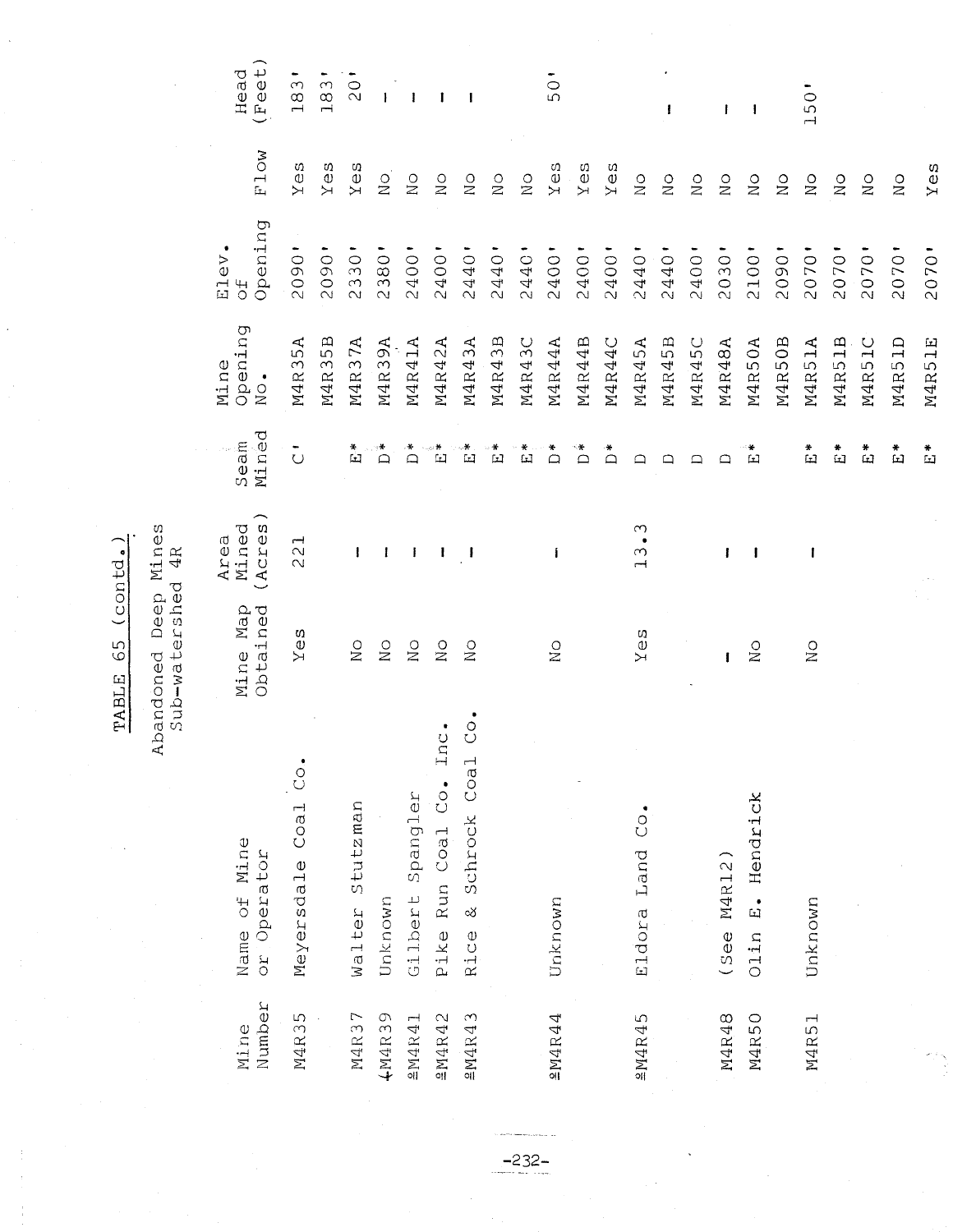TABLE 65 (contd.)

Abandoned Deep Mines
Sub-watershed 4R

| Mine Number | Name of Mine or Operator | Mine Map Obtained | Area Mined (Acres) | Seam Mined | Mine Opening No. | Elev. of Opening | Flow | Head (Feet) |
|---|---|---|---|---|---|---|---|---|
| M4R35 | Meyersdale Coal Co. | Yes | 221 | C' | M4R35A | 2090' | Yes | 183' |
| | | | | | M4R35B | 2090' | Yes | 183' |
| M4R37 | Walter Stutzman | No | - | E* | M4R37A | 2330' | Yes | 20' |
| ╋M4R39 | Unknown | No | - | D* | M4R39A | 2380' | No | - |
| ♀M4R41 | Gilbert Spangler | No | - | D* | M4R41A | 2400' | No | - |
| ♀M4R42 | Pike Run Coal Co. Inc. | No | - | E* | M4R42A | 2400' | No | - |
| ♀M4R43 | Rice & Schrock Coal Co. | No | - | E* | M4R43A | 2440' | No | - |
| | | | | E* | M4R43B | 2440' | No | |
| | | | | E* | M4R43C | 2440' | No | |
| ♀M4R44 | Unknown | No | - | D* | M4R44A | 2400' | Yes | 50' |
| | | | | D* | M4R44B | 2400' | Yes | |
| | | | | D* | M4R44C | 2400' | Yes | |
| ♀M4R45 | Eldora Land Co. | Yes | 13.3 | D | M4R45A | 2440' | No | |
| | | | | D | M4R45B | 2440' | No | - |
| | | | | D | M4R45C | 2400' | No | |
| M4R48 | (See M4R12) | - | - | D | M4R48A | 2030' | No | - |
| M4R50 | Olin E. Hendrick | No | - | E* | M4R50A | 2100' | No | - |
| | | | | | M4R50B | 2090' | No | |
| M4R51 | Unknown | No | - | E* | M4R51A | 2070' | No | 150' |
| | | | | E* | M4R51B | 2070' | No | |
| | | | | E* | M4R51C | 2070' | No | |
| | | | | E* | M4R51D | 2070' | No | |
| | | | | E* | M4R51E | 2070' | Yes | |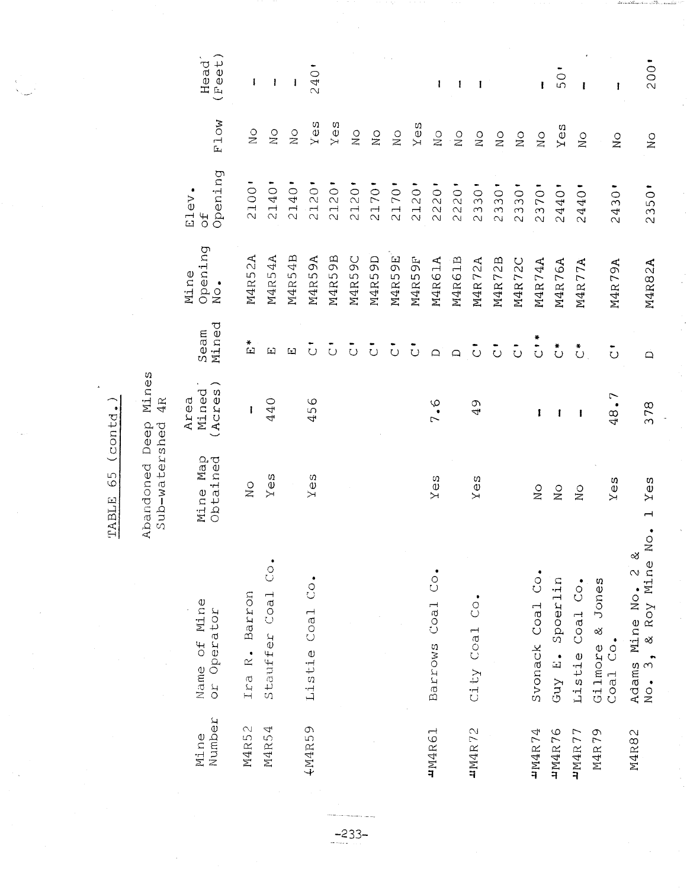TABLE 65 (contd.)

Abandoned Deep Mines
Sub-watershed 4R

| Mine Number | Name of Mine or Operator | Mine Map Obtained | Area Mined (Acres) | Seam Mined | Mine Opening No. | Elev. of Opening | Flow | Head (Feet) |
|---|---|---|---|---|---|---|---|---|
| M4R52 | Ira R. Barron | No | - | E* | M4R52A | 2100' | No | - |
| M4R54 | Stauffer Coal Co. | Yes | 440 | E | M4R54A | 2140' | No | - |
| | | | | E | M4R54B | 2140' | No | - |
| +M4R59 | Listie Coal Co. | Yes | 456 | C' | M4R59A | 2120' | Yes | 240' |
| | | | | C' | M4R59B | 2120' | Yes | |
| | | | | C' | M4R59C | 2120' | No | |
| | | | | C' | M4R59D | 2170' | No | |
| | | | | C' | M4R59E | 2170' | No | |
| | | | | C' | M4R59F | 2120' | Yes | |
| #M4R61 | Barrows Coal Co. | Yes | 7.6 | D | M4R61A | 2220' | No | - |
| | | | | D | M4R61B | 2220' | No | - |
| #M4R72 | City Coal Co. | Yes | 49 | C' | M4R72A | 2330' | No | - |
| | | | | C' | M4R72B | 2330' | No | |
| | | | | C' | M4R72C | 2330' | No | |
| #M4R74 | Svonack Coal Co. | No | - | C'* | M4R74A | 2370' | No | - |
| #M4R76 | Guy E. Spoerlin | No | - | C* | M4R76A | 2440' | Yes | 50' |
| #M4R77 | Listie Coal Co. | No | - | C* | M4R77A | 2440' | No | - |
| M4R79 | Gilmore & Jones Coal Co. | Yes | 48.7 | C' | M4R79A | 2430' | No | - |
| M4R82 | Adams Mine No. 2 & No. 3, & Roy Mine No. 1 | Yes | 378 | D | M4R82A | 2350' | No | 200' |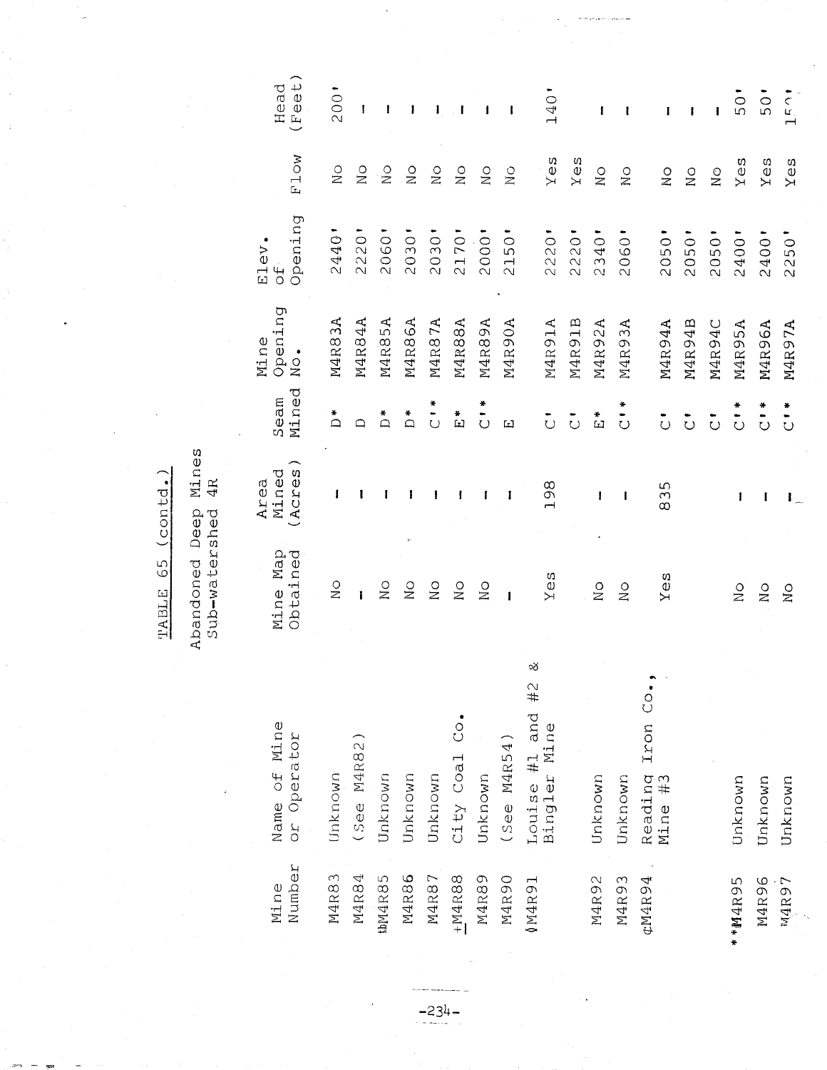TABLE 65 (contd.)

Abandoned Deep Mines
Sub-watershed 4R

| Mine Number | Name of Mine or Operator | Mine Map Obtained | Area Mined (Acres) | Seam Mined | Mine Opening No. | Elev. of Opening | Flow | Head (Feet) |
|---|---|---|---|---|---|---|---|---|
| M4R83 | Unknown | No | - | D* | M4R83A | 2440' | No | 200' |
| M4R84 | (See M4R82) | - | - | D | M4R84A | 2220' | No | - |
| ⊕M4R85 | Unknown | No | - | D* | M4R85A | 2060' | No | - |
| M4R86 | Unknown | No | - | D* | M4R86A | 2030' | No | - |
| M4R87 | Unknown | No | - | C'* | M4R87A | 2030' | No | - |
| ±M4R88 | City Coal Co. | No | - | E* | M4R88A | 2170' | No | - |
| M4R89 | Unknown | No | - | C'* | M4R89A | 2000' | No | - |
| M4R90 | (See M4R54) | - | - | E | M4R90A | 2150' | No | - |
| ∮M4R91 | Louise #1 and #2 & Bingler Mine | Yes | 198 | C' | M4R91A | 2220' | Yes | 140' |
| | | | | C' | M4R91B | 2220' | Yes | |
| M4R92 | Unknown | No | - | E* | M4R92A | 2340' | No | - |
| M4R93 | Unknown | No | - | C'* | M4R93A | 2060' | No | - |
| ¢M4R94 | Reading Iron Co., Mine #3 | Yes | 835 | C' | M4R94A | 2050' | No | - |
| | | | | C' | M4R94B | 2050' | No | - |
| | | | | C' | M4R94C | 2050' | No | - |
| **M4R95 | Unknown | No | - | C'* | M4R95A | 2400' | Yes | 50' |
| M4R96 | Unknown | No | - | C'* | M4R96A | 2400' | Yes | 50' |
| M4R97 | Unknown | No | - | C'* | M4R97A | 2250' | Yes | 150' |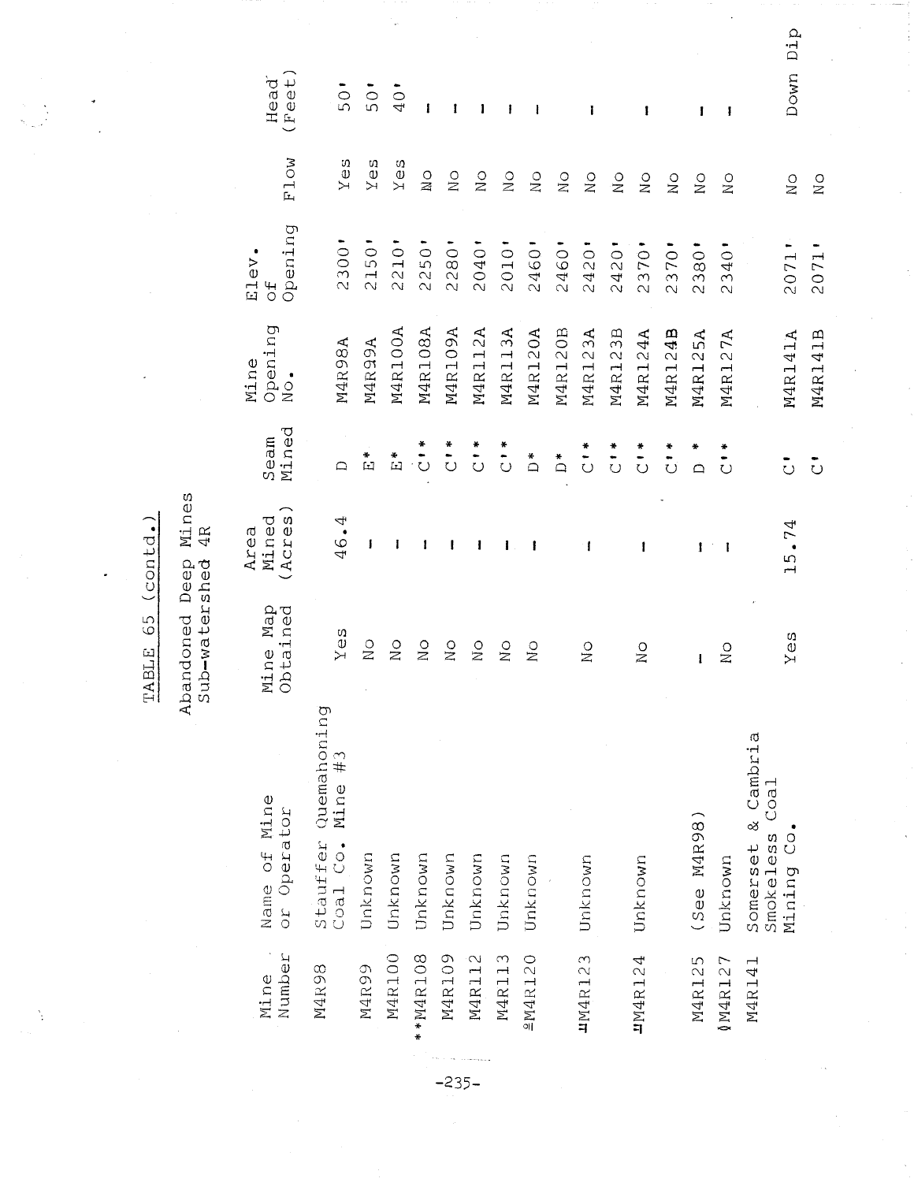TABLE 65 (contd.)

Abandoned Deep Mines
Sub-watershed 4R

| Mine Number | Name of Mine or Operator | Mine Map Obtained | Area Mined (Acres) | Seam Mined | Mine Opening No. | Elev. of Opening | Flow | Head (Feet) |
|---|---|---|---|---|---|---|---|---|
| M4R98 | Stauffer Quemahoning Coal Co. Mine #3 | Yes | 46.4 | D | M4R98A | 2300' | Yes | 50' |
| M4R99 | Unknown | No | - | E* | M4R99A | 2150' | Yes | 50' |
| M4R100 | Unknown | No | - | E* | M4R100A | 2210' | Yes | 40' |
| **M4R108 | Unknown | No | - | C'* | M4R108A | 2250' | No | - |
| M4R109 | Unknown | No | - | C'* | M4R109A | 2280' | No | - |
| M4R112 | Unknown | No | - | C'* | M4R112A | 2040' | No | - |
| M4R113 | Unknown | No | - | C'* | M4R113A | 2010' | No | - |
| ºM4R120 | Unknown | No | - | D* | M4R120A | 2460' | No | - |
| | | | | D* | M4R120B | 2460' | No | |
| #M4R123 | Unknown | No | - | C'* | M4R123A | 2420' | No | - |
| | | | | C'* | M4R123B | 2420' | No | |
| #M4R124 | Unknown | No | - | C'* | M4R124A | 2370' | No | - |
| | | | | C'* | M4R124B | 2370' | No | |
| M4R125 | (See M4R98) | - | - | D * | M4R125A | 2380' | No | - |
| ◊M4R127 | Unknown | No | - | C'* | M4R127A | 2340' | No | - |
| M4R141 | Somerset & Cambria Smokeless Coal Mining Co. | Yes | 15.74 | C' | M4R141A | 2071' | No | Down Dip |
| | | | | C' | M4R141B | 2071' | No | |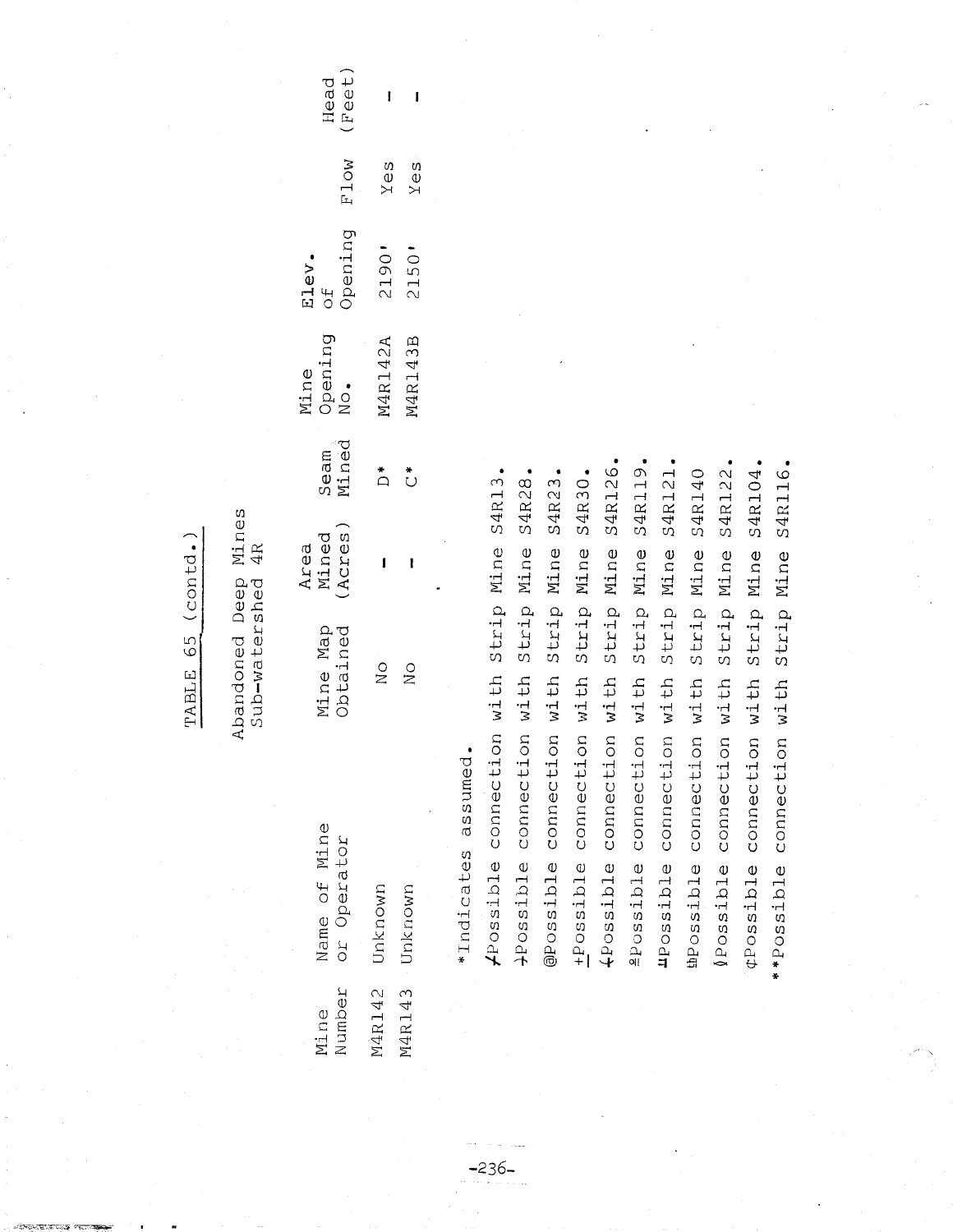TABLE 65 (contd.)

Abandoned Deep Mines
Sub-watershed 4R

| Mine Number | Name of Mine or Operator | Mine Map Obtained | Area Mined (Acres) | Seam Mined | Mine Opening No. | Elev. of Opening | Flow | Head (Feet) |
|---|---|---|---|---|---|---|---|---|
| M4R142 | Unknown | No | - | D* | M4R142A | 2190' | Yes | - |
| M4R143 | Unknown | No | - | C* | M4R143B | 2150' | Yes | - |

*Indicates assumed.

≠Possible connection with Strip Mine S4R13.

⊣Possible connection with Strip Mine S4R28.

@Possible connection with Strip Mine S4R23.

±Possible connection with Strip Mine S4R30.

∤Possible connection with Strip Mine S4R126.

≗Possible connection with Strip Mine S4R119.

⫫Possible connection with Strip Mine S4R121.

⫨Possible connection with Strip Mine S4R140

≬Possible connection with Strip Mine S4R122.

¢Possible connection with Strip Mine S4R104.

**Possible connection with Strip Mine S4R116.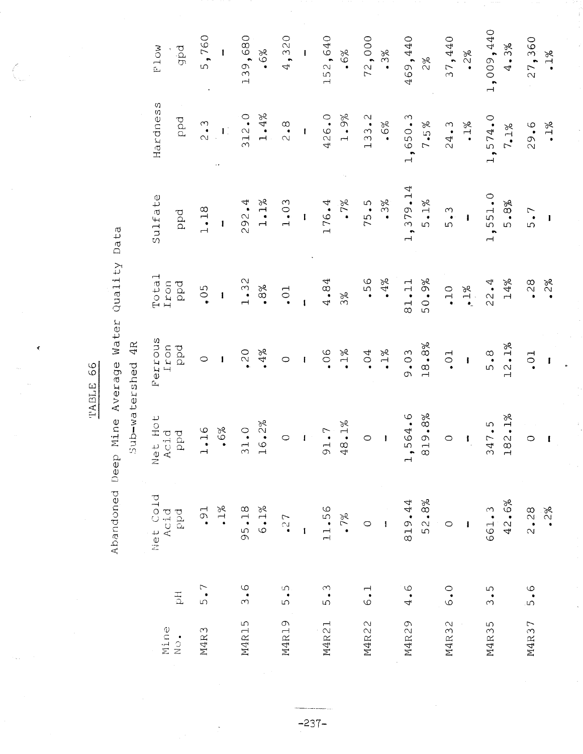TABLE 66

Abandoned Deep Mine Average Water Quality Data

Sub-watershed 4R

| Mine No. | pH | Net Cold Acid ppd | Net Hot Acid ppd | Ferrous Iron ppd | Total Iron ppd | Sulfate ppd | Hardness ppd | Flow gpd |
|---|---|---|---|---|---|---|---|---|
| M4R3 | 5.7 | .91 | 1.16 | 0 | .05 | 1.18 | 2.3 | 5,760 |
| | | .1% | .6% | - | - | - | - | - |
| M4R15 | 3.6 | 95.18 | 31.0 | .20 | 1.32 | 292.4 | 312.0 | 139,680 |
| | | 6.1% | 16.2% | .4% | .8% | 1.1% | 1.4% | .6% |
| M4R19 | 5.5 | .27 | 0 | 0 | .01 | 1.03 | 2.8 | 4,320 |
| | | - | - | - | - | - | - | - |
| M4R21 | 5.3 | 11.56 | 91.7 | .06 | 4.84 | 176.4 | 426.0 | 152,640 |
| | | .7% | 48.1% | .1% | 3% | .7% | 1.9% | .6% |
| M4R22 | 6.1 | 0 | 0 | .04 | .56 | 75.5 | 133.2 | 72,000 |
| | | - | - | .1% | .4% | .3% | .6% | .3% |
| M4R29 | 4.6 | 819.44 | 1,564.6 | 9.03 | 81.11 | 1,379.14 | 1,650.3 | 469,440 |
| | | 52.8% | 819.8% | 18.8% | 50.9% | 5.1% | 7.5% | 2% |
| M4R32 | 6.0 | 0 | 0 | .01 | .10 | 5.3 | 24.3 | 37,440 |
| | | - | - | - | .1% | - | .1% | .2% |
| M4R35 | 3.5 | 661.3 | 347.5 | 5.8 | 22.4 | 1,551.0 | 1,574.0 | 1,009,440 |
| | | 42.6% | 182.1% | 12.1% | 14% | 5.8% | 7.1% | 4.3% |
| M4R37 | 5.6 | 2.28 | 0 | .01 | .28 | 5.7 | 29.6 | 27,360 |
| | | .2% | - | - | .2% | - | .1% | .1% |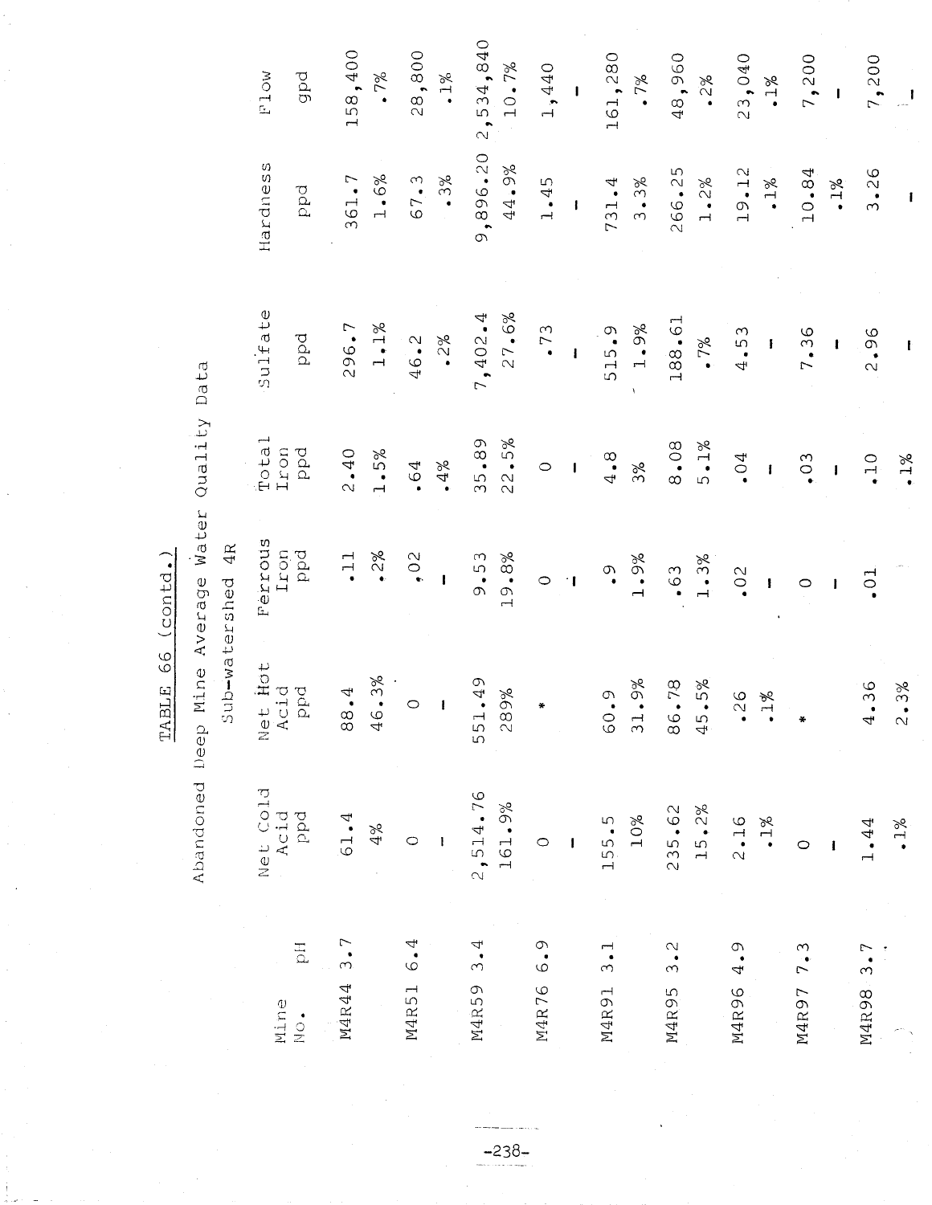TABLE 66 (contd.)

Abandoned Deep Mine Average Water Quality Data

Sub-watershed 4R

| Mine No. | pH | Net Cold Acid ppd | Net Hot Acid ppd | Ferrous Iron ppd | Total Iron ppd | Sulfate ppd | Hardness ppd | Flow gpd |
|---|---|---|---|---|---|---|---|---|
| M4R44 | 3.7 | 61.4 | 88.4 | .11 | 2.40 | 296.7 | 361.7 | 158,400 |
| | | 4% | 46.3% | .2% | 1.5% | 1.1% | 1.6% | .7% |
| M4R51 | 6.4 | 0 | 0 | .02 | .64 | 46.2 | 67.3 | 28,800 |
| | | - | - | - | .4% | .2% | .3% | .1% |
| M4R59 | 3.4 | 2,514.76 | 551.49 | 9.53 | 35.89 | 7,402.4 | 9,896.20 | 2,534,840 |
| | | 161.9% | 289% | 19.8% | 22.5% | 27.6% | 44.9% | 10.7% |
| M4R76 | 6.9 | 0 | * | 0 | 0 | .73 | 1.45 | 1,440 |
| | | - | | - | - | - | - | - |
| M4R91 | 3.1 | 155.5 | 60.9 | .9 | 4.8 | 515.9 | 731.4 | 161,280 |
| | | 10% | 31.9% | 1.9% | 3% | 1.9% | 3.3% | .7% |
| M4R95 | 3.2 | 235.62 | 86.78 | .63 | 8.08 | 188.61 | 266.25 | 48,960 |
| | | 15.2% | 45.5% | 1.3% | 5.1% | .7% | 1.2% | .2% |
| M4R96 | 4.9 | 2.16 | .26 | .02 | .04 | 4.53 | 19.12 | 23,040 |
| | | .1% | .1% | - | - | - | .1% | .1% |
| M4R97 | 7.3 | 0 | * | 0 | .03 | 7.36 | 10.84 | 7,200 |
| | | - | | - | - | - | .1% | - |
| M4R98 | 3.7 | 1.44 | 4.36 | .01 | .10 | 2.96 | 3.26 | 7,200 |
| | | .1% | 2.3% | | .1% | - | - | - |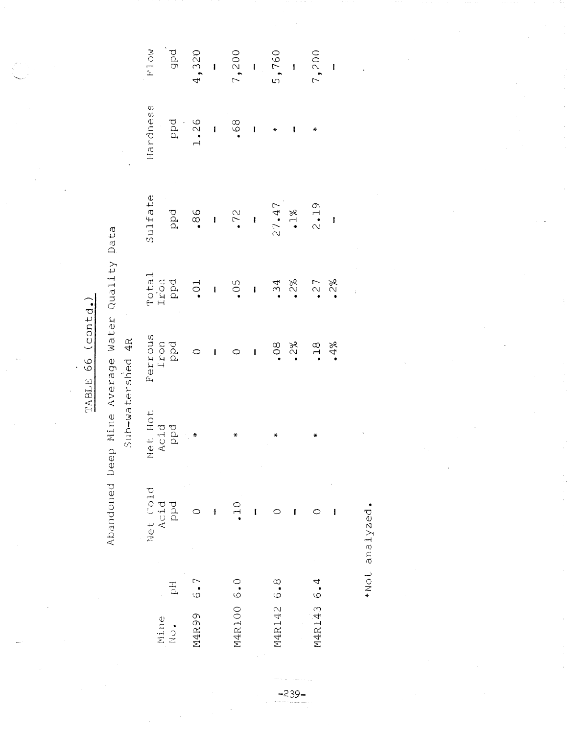# TABLE 66 (contd.)

## Abandoned Deep Mine Average Water Quality Data

### Sub-watershed 4R

| Mine No. | pH | Net Cold Acid ppd | Net Hot Acid ppd | Ferrous Iron ppd | Total Iron ppd | Sulfate ppd | Hardness ppd | Flow gpd |
|---|---|---|---|---|---|---|---|---|
| M4R99 | 6.7 | 0 | * | 0 | .01 | .86 | 1.26 | 4,320 |
| | | - | | - | - | - | - | - |
| M4R100 | 6.0 | .10 | * | 0 | .05 | .72 | .68 | 7,200 |
| | | - | | - | - | - | - | - |
| M4R142 | 6.8 | 0 | * | .08 | .34 | 27.47 | * | 5,760 |
| | | - | | .2% | .2% | .1% | - | - |
| M4R143 | 6.4 | 0 | * | .18 | .27 | 2.19 | * | 7,200 |
| | | - | | .4% | .2% | - | | - |

*Not analyzed.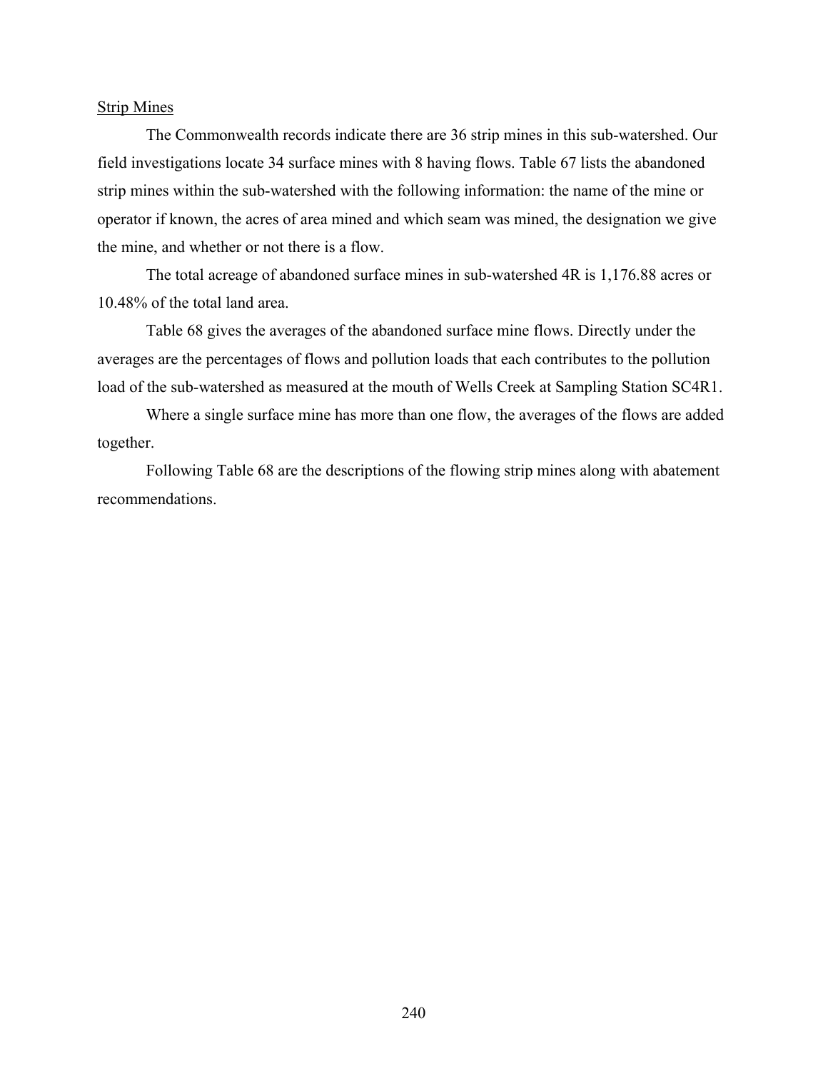## Strip Mines

The Commonwealth records indicate there are 36 strip mines in this sub-watershed. Our field investigations locate 34 surface mines with 8 having flows. Table 67 lists the abandoned strip mines within the sub-watershed with the following information: the name of the mine or operator if known, the acres of area mined and which seam was mined, the designation we give the mine, and whether or not there is a flow.

The total acreage of abandoned surface mines in sub-watershed 4R is 1,176.88 acres or 10.48% of the total land area.

Table 68 gives the averages of the abandoned surface mine flows. Directly under the averages are the percentages of flows and pollution loads that each contributes to the pollution load of the sub-watershed as measured at the mouth of Wells Creek at Sampling Station SC4R1.

Where a single surface mine has more than one flow, the averages of the flows are added together.

Following Table 68 are the descriptions of the flowing strip mines along with abatement recommendations.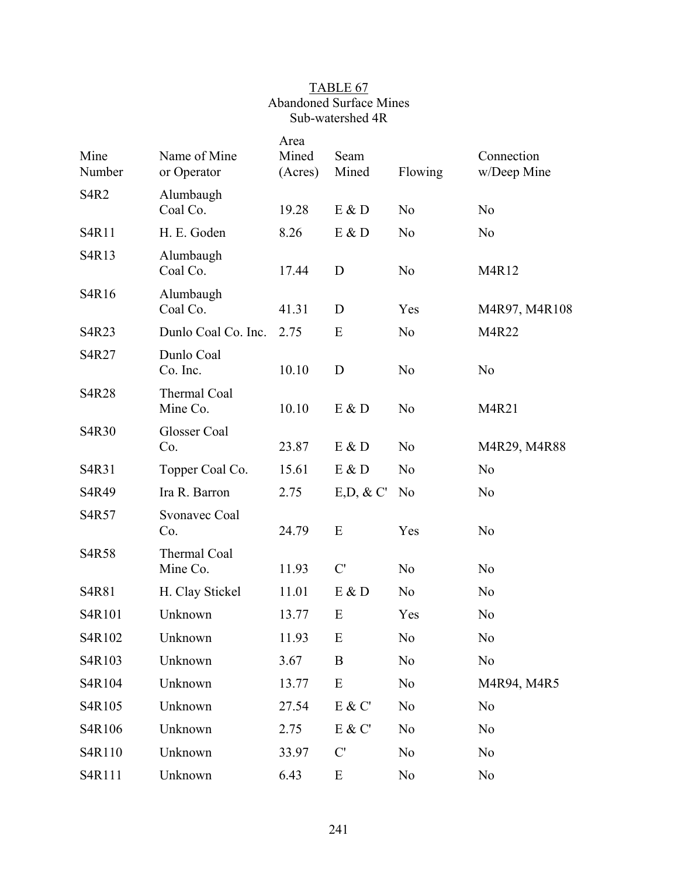TABLE 67
Abandoned Surface Mines
Sub-watershed 4R

| Mine Number | Name of Mine or Operator | Area Mined (Acres) | Seam Mined | Flowing | Connection w/Deep Mine |
|---|---|---|---|---|---|
| S4R2 | Alumbaugh Coal Co. | 19.28 | E & D | No | No |
| S4R11 | H. E. Goden | 8.26 | E & D | No | No |
| S4R13 | Alumbaugh Coal Co. | 17.44 | D | No | M4R12 |
| S4R16 | Alumbaugh Coal Co. | 41.31 | D | Yes | M4R97, M4R108 |
| S4R23 | Dunlo Coal Co. Inc. | 2.75 | E | No | M4R22 |
| S4R27 | Dunlo Coal Co. Inc. | 10.10 | D | No | No |
| S4R28 | Thermal Coal Mine Co. | 10.10 | E & D | No | M4R21 |
| S4R30 | Glosser Coal Co. | 23.87 | E & D | No | M4R29, M4R88 |
| S4R31 | Topper Coal Co. | 15.61 | E & D | No | No |
| S4R49 | Ira R. Barron | 2.75 | E,D, & C' | No | No |
| S4R57 | Svonavec Coal Co. | 24.79 | E | Yes | No |
| S4R58 | Thermal Coal Mine Co. | 11.93 | C' | No | No |
| S4R81 | H. Clay Stickel | 11.01 | E & D | No | No |
| S4R101 | Unknown | 13.77 | E | Yes | No |
| S4R102 | Unknown | 11.93 | E | No | No |
| S4R103 | Unknown | 3.67 | B | No | No |
| S4R104 | Unknown | 13.77 | E | No | M4R94, M4R5 |
| S4R105 | Unknown | 27.54 | E & C' | No | No |
| S4R106 | Unknown | 2.75 | E & C' | No | No |
| S4R110 | Unknown | 33.97 | C' | No | No |
| S4R111 | Unknown | 6.43 | E | No | No |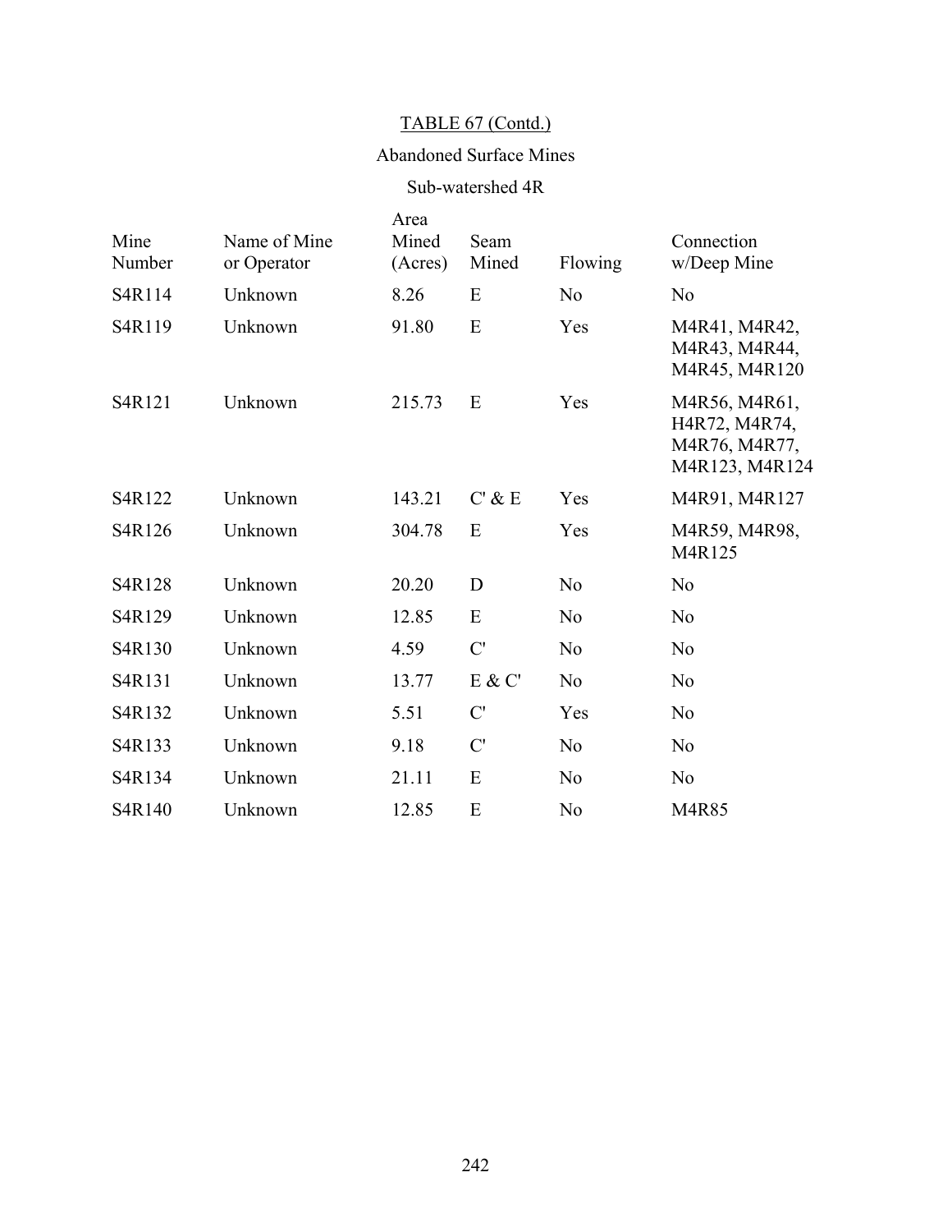TABLE 67 (Contd.)

Abandoned Surface Mines

Sub-watershed 4R

| Mine Number | Name of Mine or Operator | Area Mined (Acres) | Seam Mined | Flowing | Connection w/Deep Mine |
|---|---|---|---|---|---|
| S4R114 | Unknown | 8.26 | E | No | No |
| S4R119 | Unknown | 91.80 | E | Yes | M4R41, M4R42, M4R43, M4R44, M4R45, M4R120 |
| S4R121 | Unknown | 215.73 | E | Yes | M4R56, M4R61, H4R72, M4R74, M4R76, M4R77, M4R123, M4R124 |
| S4R122 | Unknown | 143.21 | C' & E | Yes | M4R91, M4R127 |
| S4R126 | Unknown | 304.78 | E | Yes | M4R59, M4R98, M4R125 |
| S4R128 | Unknown | 20.20 | D | No | No |
| S4R129 | Unknown | 12.85 | E | No | No |
| S4R130 | Unknown | 4.59 | C' | No | No |
| S4R131 | Unknown | 13.77 | E & C' | No | No |
| S4R132 | Unknown | 5.51 | C' | Yes | No |
| S4R133 | Unknown | 9.18 | C' | No | No |
| S4R134 | Unknown | 21.11 | E | No | No |
| S4R140 | Unknown | 12.85 | E | No | M4R85 |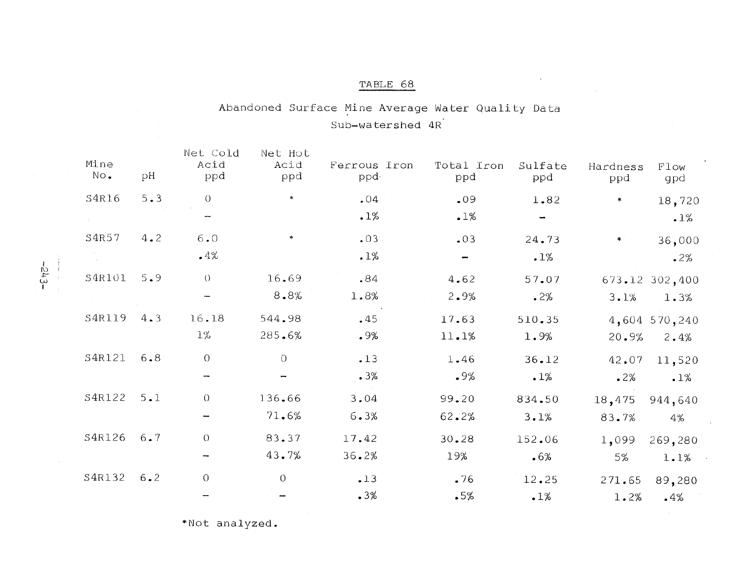TABLE 68

Abandoned Surface Mine Average Water Quality Data

Sub-watershed 4R

| Mine No. | pH | Net Cold Acid ppd | Net Hot Acid ppd | Ferrous Iron ppd | Total Iron ppd | Sulfate ppd | Hardness ppd | Flow gpd |
|---|---|---|---|---|---|---|---|---|
| S4R16 | 5.3 | 0 | * | .04 | .09 | 1.82 | * | 18,720 |
| | | – | | .1% | .1% | – | | .1% |
| S4R57 | 4.2 | 6.0 | * | .03 | .03 | 24.73 | * | 36,000 |
| | | .4% | | .1% | – | .1% | | .2% |
| S4R101 | 5.9 | 0 | 16.69 | .84 | 4.62 | 57.07 | 673.12 | 302,400 |
| | | – | 8.8% | 1.8% | 2.9% | .2% | 3.1% | 1.3% |
| S4R119 | 4.3 | 16.18 | 544.98 | .45 | 17.63 | 510.35 | 4,604 | 570,240 |
| | | 1% | 285.6% | .9% | 11.1% | 1.9% | 20.9% | 2.4% |
| S4R121 | 6.8 | 0 | 0 | .13 | 1.46 | 36.12 | 42.07 | 11,520 |
| | | – | – | .3% | .9% | .1% | .2% | .1% |
| S4R122 | 5.1 | 0 | 136.66 | 3.04 | 99.20 | 834.50 | 18,475 | 944,640 |
| | | – | 71.6% | 6.3% | 62.2% | 3.1% | 83.7% | 4% |
| S4R126 | 6.7 | 0 | 83.37 | 17.42 | 30.28 | 152.06 | 1,099 | 269,280 |
| | | – | 43.7% | 36.2% | 19% | .6% | 5% | 1.1% |
| S4R132 | 6.2 | 0 | 0 | .13 | .76 | 12.25 | 271.65 | 89,280 |
| | | – | – | .3% | .5% | .1% | 1.2% | .4% |

*Not analyzed.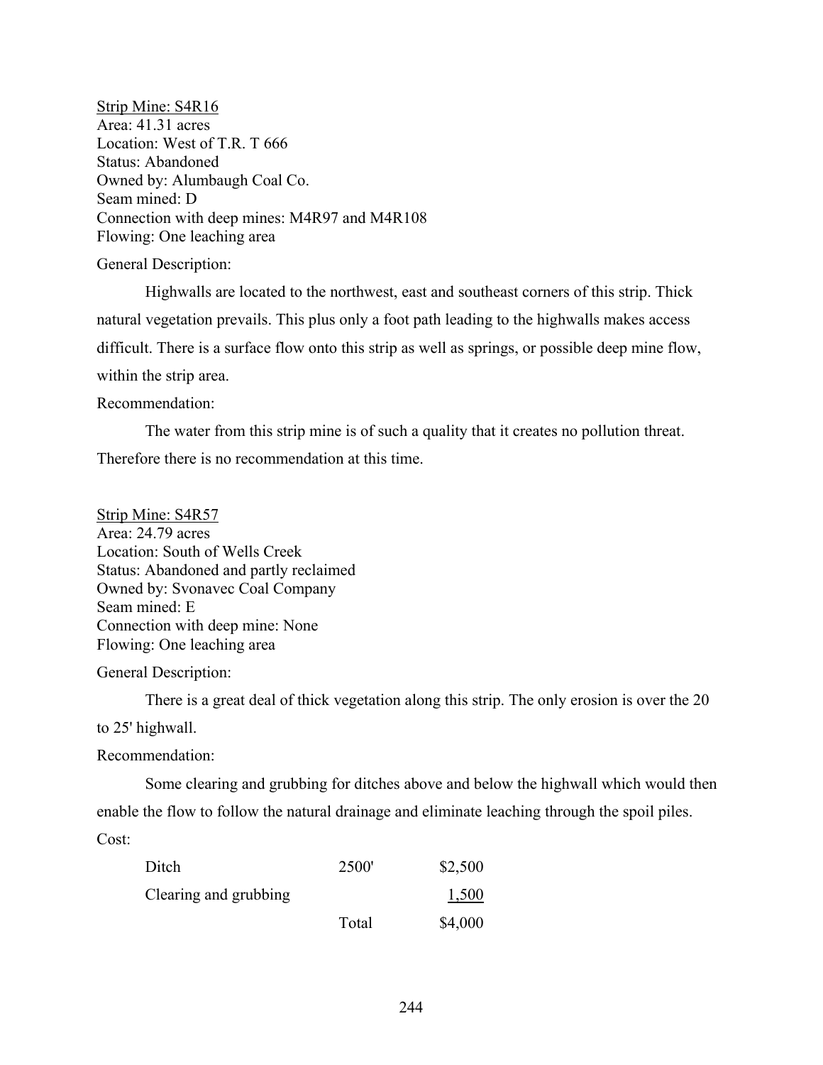Strip Mine: S4R16
Area: 41.31 acres
Location: West of T.R. T 666
Status: Abandoned
Owned by: Alumbaugh Coal Co.
Seam mined: D
Connection with deep mines: M4R97 and M4R108
Flowing: One leaching area

General Description:

Highwalls are located to the northwest, east and southeast corners of this strip. Thick natural vegetation prevails. This plus only a foot path leading to the highwalls makes access difficult. There is a surface flow onto this strip as well as springs, or possible deep mine flow, within the strip area.

Recommendation:

The water from this strip mine is of such a quality that it creates no pollution threat. Therefore there is no recommendation at this time.

Strip Mine: S4R57
Area: 24.79 acres
Location: South of Wells Creek
Status: Abandoned and partly reclaimed
Owned by: Svonavec Coal Company
Seam mined: E
Connection with deep mine: None
Flowing: One leaching area

General Description:

There is a great deal of thick vegetation along this strip. The only erosion is over the 20 to 25' highwall.

Recommendation:

Some clearing and grubbing for ditches above and below the highwall which would then enable the flow to follow the natural drainage and eliminate leaching through the spoil piles.

Cost:

| | | |
|---|---|---|
| Ditch | 2500' | $2,500 |
| Clearing and grubbing | | 1,500 |
| | Total | $4,000 |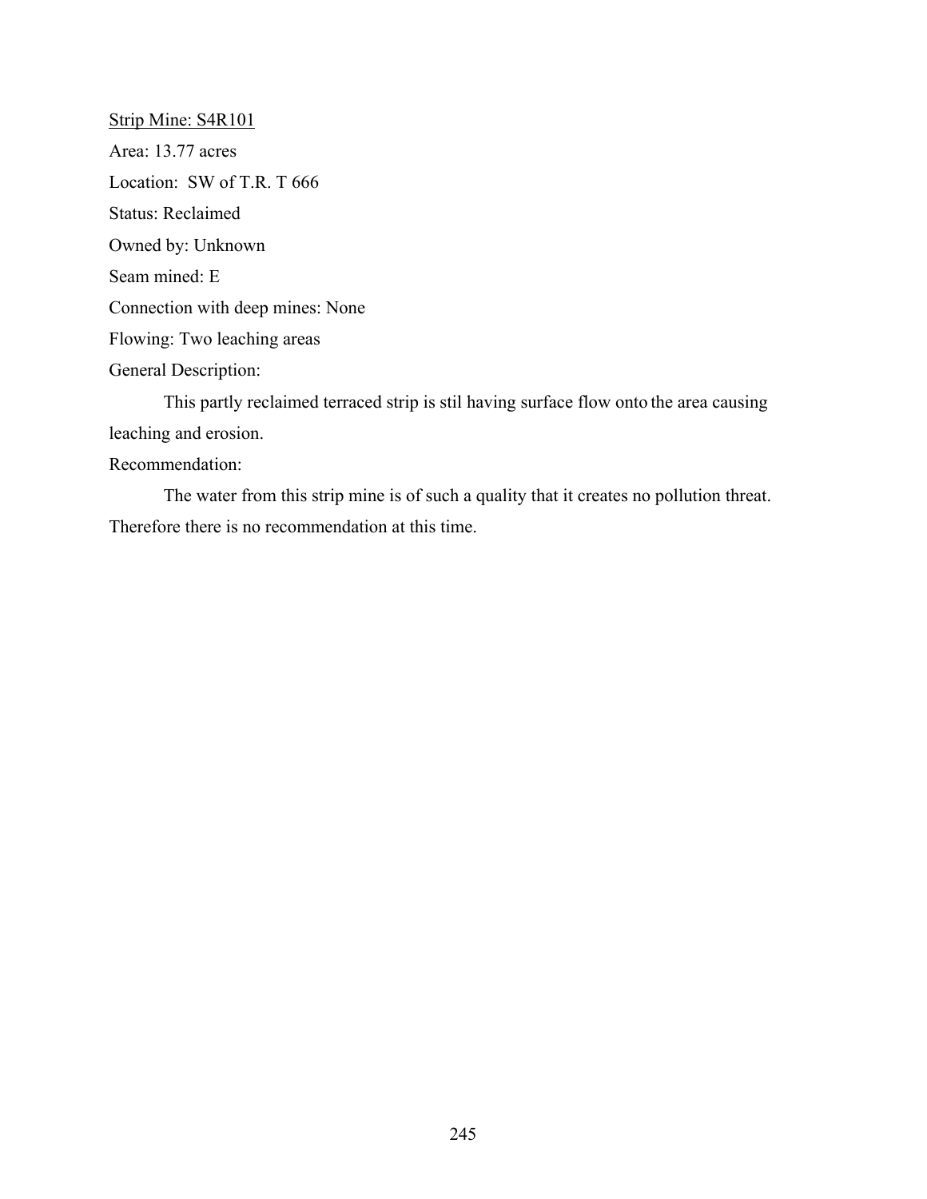<u>Strip Mine: S4R101</u>

Area: 13.77 acres

Location: SW of T.R. T 666

Status: Reclaimed

Owned by: Unknown

Seam mined: E

Connection with deep mines: None

Flowing: Two leaching areas

General Description:

This partly reclaimed terraced strip is stil having surface flow onto the area causing leaching and erosion.

Recommendation:

The water from this strip mine is of such a quality that it creates no pollution threat. Therefore there is no recommendation at this time.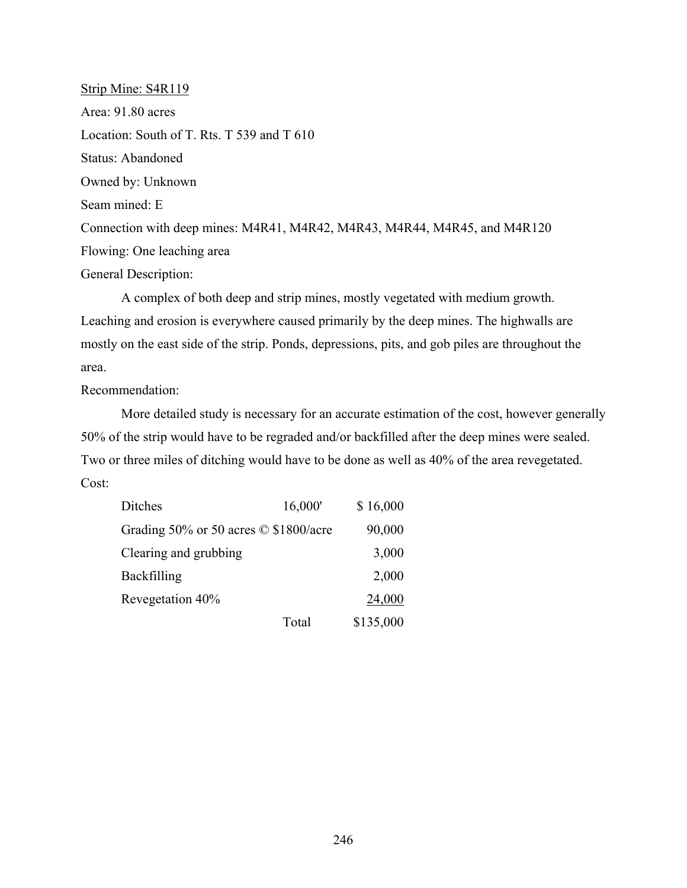Strip Mine: S4R119

Area: 91.80 acres

Location: South of T. Rts. T 539 and T 610

Status: Abandoned

Owned by: Unknown

Seam mined: E

Connection with deep mines: M4R41, M4R42, M4R43, M4R44, M4R45, and M4R120

Flowing: One leaching area

General Description:

A complex of both deep and strip mines, mostly vegetated with medium growth. Leaching and erosion is everywhere caused primarily by the deep mines. The highwalls are mostly on the east side of the strip. Ponds, depressions, pits, and gob piles are throughout the area.

Recommendation:

More detailed study is necessary for an accurate estimation of the cost, however generally 50% of the strip would have to be regraded and/or backfilled after the deep mines were sealed. Two or three miles of ditching would have to be done as well as 40% of the area revegetated.

Cost:

| | | |
|---|---|---|
| Ditches | 16,000' | $ 16,000 |
| Grading 50% or 50 acres © $1800/acre | | 90,000 |
| Clearing and grubbing | | 3,000 |
| Backfilling | | 2,000 |
| Revegetation 40% | | 24,000 |
| | Total | $135,000 |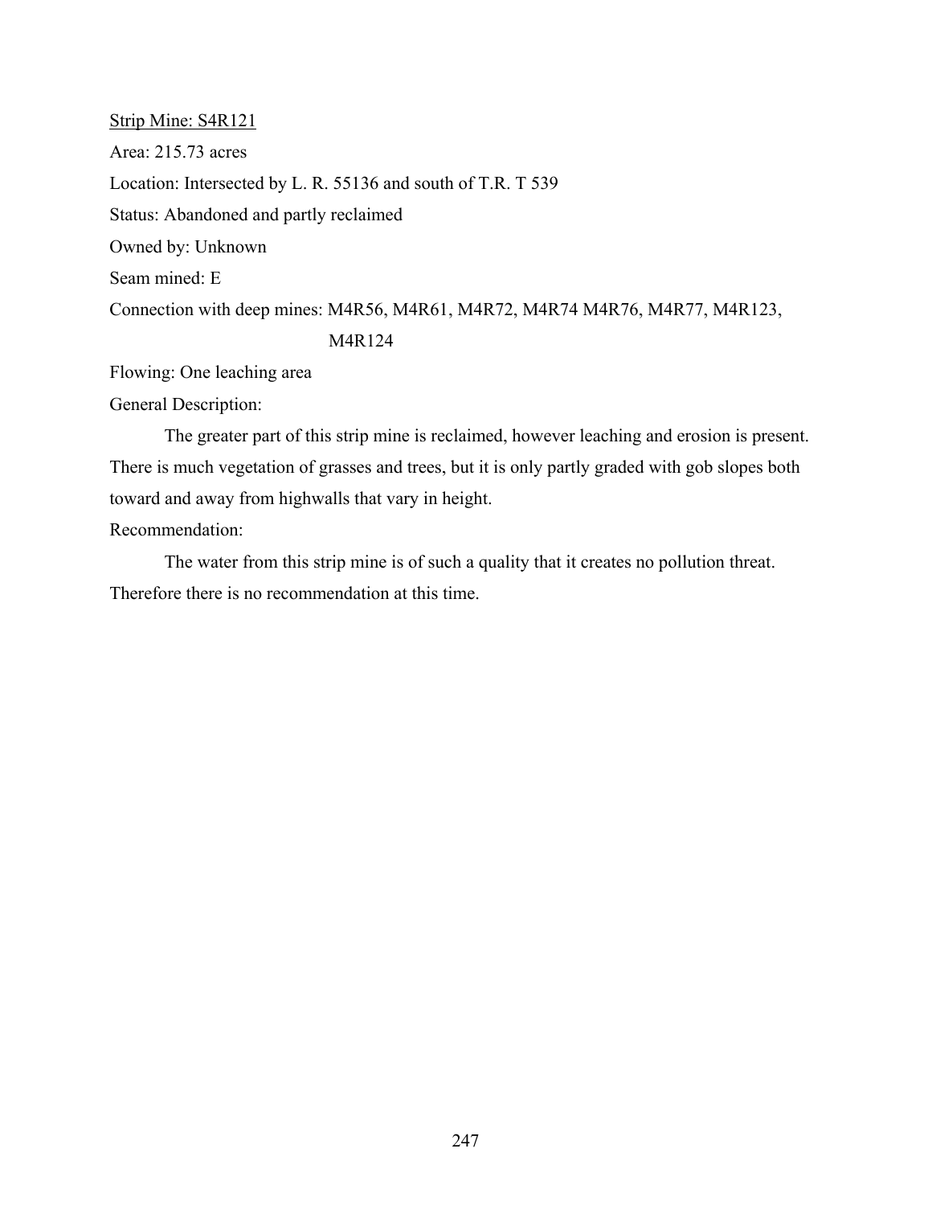<u>Strip Mine: S4R121</u>

Area: 215.73 acres

Location: Intersected by L. R. 55136 and south of T.R. T 539

Status: Abandoned and partly reclaimed

Owned by: Unknown

Seam mined: E

Connection with deep mines: M4R56, M4R61, M4R72, M4R74 M4R76, M4R77, M4R123, M4R124

Flowing: One leaching area

General Description:

The greater part of this strip mine is reclaimed, however leaching and erosion is present. There is much vegetation of grasses and trees, but it is only partly graded with gob slopes both toward and away from highwalls that vary in height.

Recommendation:

The water from this strip mine is of such a quality that it creates no pollution threat. Therefore there is no recommendation at this time.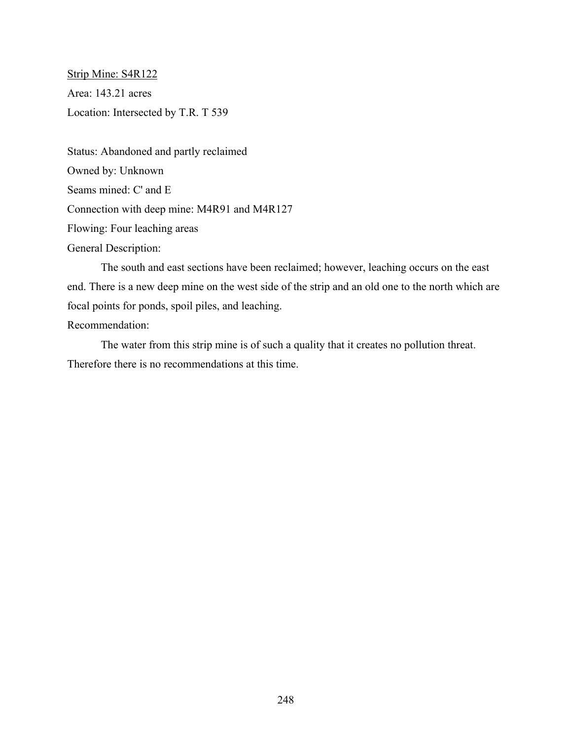<u>Strip Mine: S4R122</u>

Area: 143.21 acres

Location: Intersected by T.R. T 539

Status: Abandoned and partly reclaimed

Owned by: Unknown

Seams mined: C' and E

Connection with deep mine: M4R91 and M4R127

Flowing: Four leaching areas

General Description:

The south and east sections have been reclaimed; however, leaching occurs on the east end. There is a new deep mine on the west side of the strip and an old one to the north which are focal points for ponds, spoil piles, and leaching.

Recommendation:

The water from this strip mine is of such a quality that it creates no pollution threat. Therefore there is no recommendations at this time.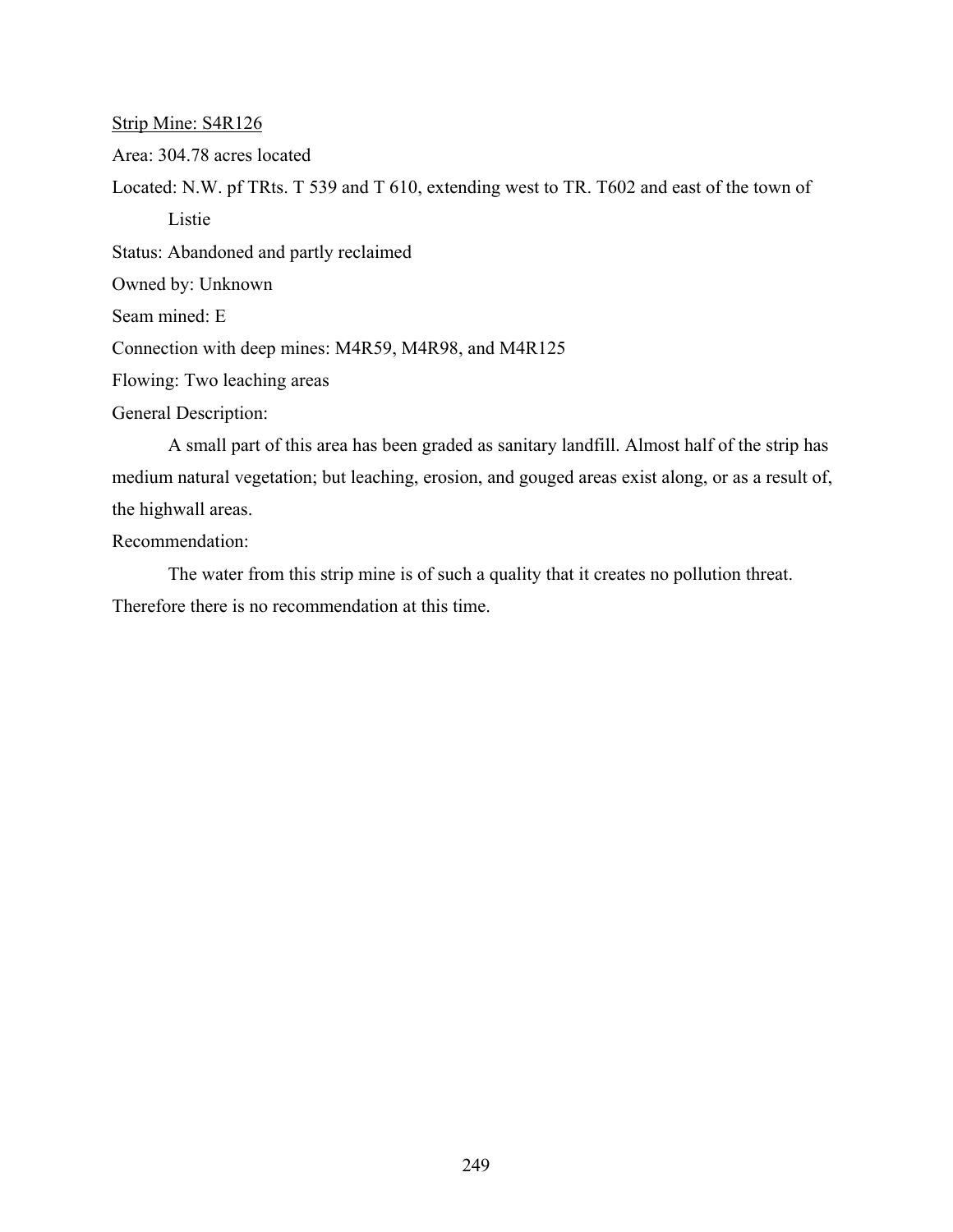<u>Strip Mine: S4R126</u>

Area: 304.78 acres located

Located: N.W. pf TRts. T 539 and T 610, extending west to TR. T602 and east of the town of Listie

Status: Abandoned and partly reclaimed

Owned by: Unknown

Seam mined: E

Connection with deep mines: M4R59, M4R98, and M4R125

Flowing: Two leaching areas

General Description:

A small part of this area has been graded as sanitary landfill. Almost half of the strip has medium natural vegetation; but leaching, erosion, and gouged areas exist along, or as a result of, the highwall areas.

Recommendation:

The water from this strip mine is of such a quality that it creates no pollution threat. Therefore there is no recommendation at this time.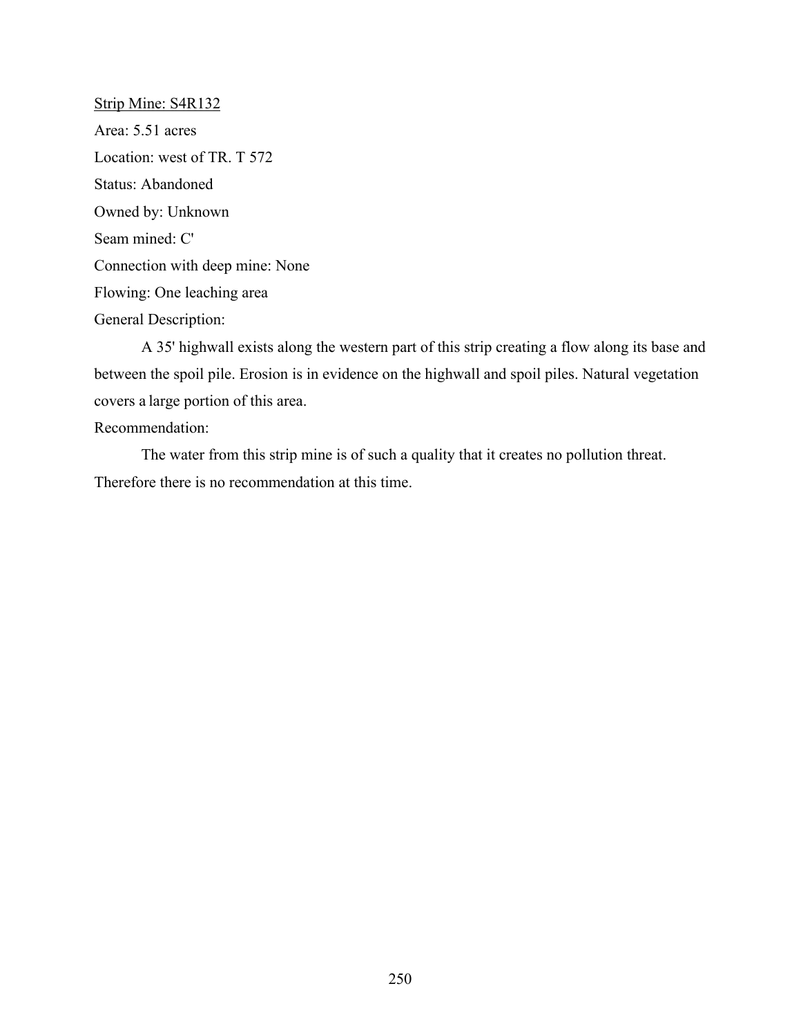<u>Strip Mine: S4R132</u>

Area: 5.51 acres

Location: west of TR. T 572

Status: Abandoned

Owned by: Unknown

Seam mined: C'

Connection with deep mine: None

Flowing: One leaching area

General Description:

A 35' highwall exists along the western part of this strip creating a flow along its base and between the spoil pile. Erosion is in evidence on the highwall and spoil piles. Natural vegetation covers a large portion of this area.

Recommendation:

The water from this strip mine is of such a quality that it creates no pollution threat. Therefore there is no recommendation at this time.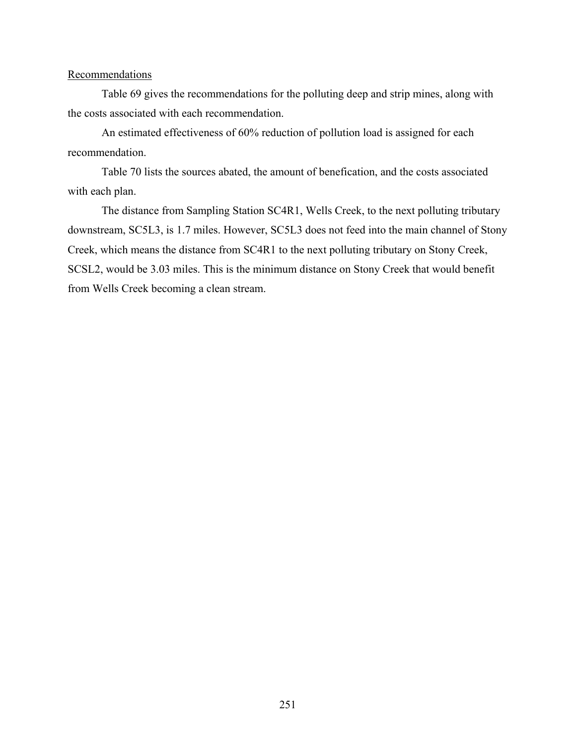Recommendations

Table 69 gives the recommendations for the polluting deep and strip mines, along with the costs associated with each recommendation.

An estimated effectiveness of 60% reduction of pollution load is assigned for each recommendation.

Table 70 lists the sources abated, the amount of benefication, and the costs associated with each plan.

The distance from Sampling Station SC4R1, Wells Creek, to the next polluting tributary downstream, SC5L3, is 1.7 miles. However, SC5L3 does not feed into the main channel of Stony Creek, which means the distance from SC4R1 to the next polluting tributary on Stony Creek, SCSL2, would be 3.03 miles. This is the minimum distance on Stony Creek that would benefit from Wells Creek becoming a clean stream.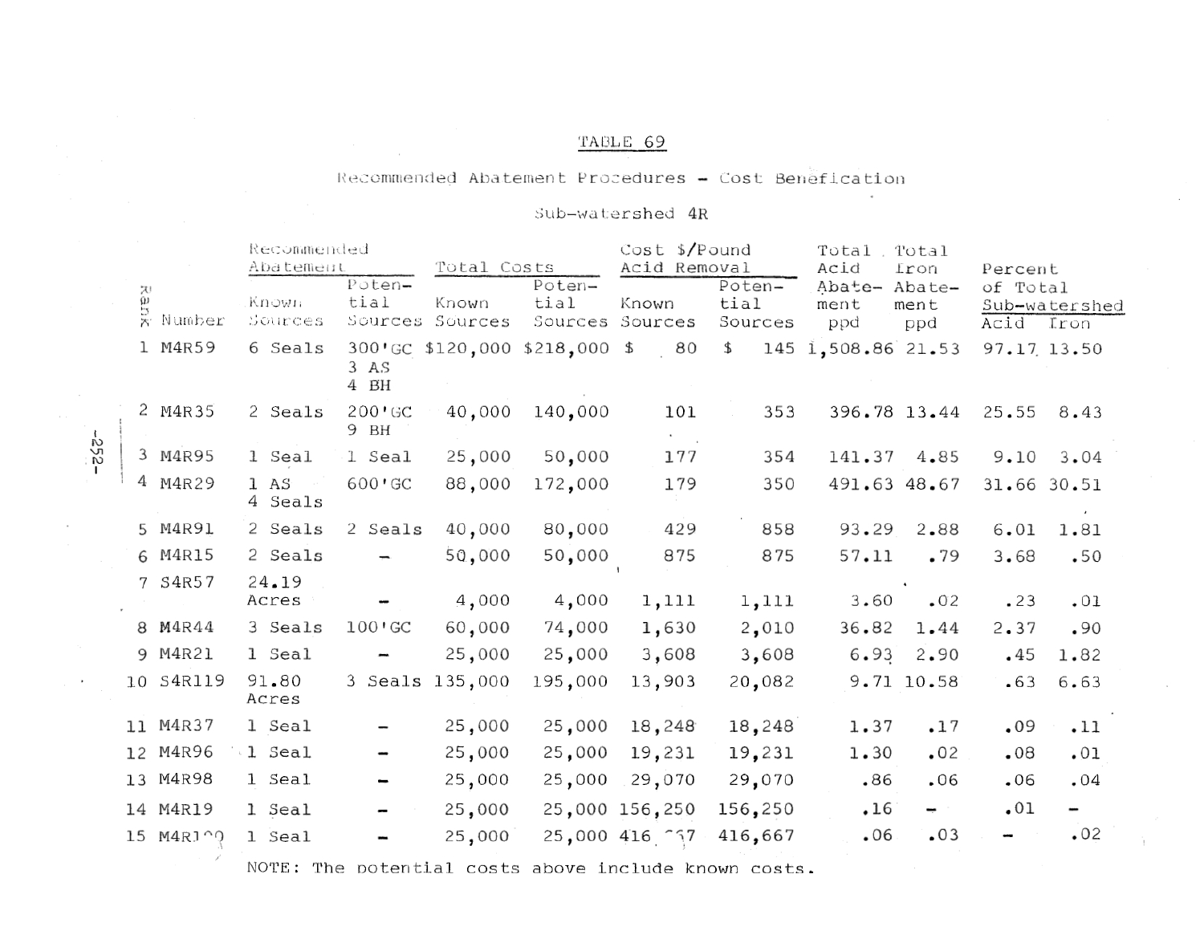# TABLE 69

## Recommended Abatement Procedures - Cost Benefication

### Sub-watershed 4R

| Rank | Number | Recommended Abatement | | Total Costs | | Cost $/Pound Acid Removal | | Total Acid Abatement ppd | Total Iron Abatement ppd | Percent of Total Sub-watershed | |
|---|---|---|---|---|---|---|---|---|---|---|---|
| | | Known Sources | Potential Sources | Known Sources | Potential Sources | Known Sources | Potential Sources | | | Acid | Iron |
| 1 | M4R59 | 6 Seals | 300'GC 3 AS 4 BH | $120,000 | $218,000 | $ 80 | $ 145 | 1,508.86 | 21.53 | 97.17 | 13.50 |
| 2 | M4R35 | 2 Seals | 200'GC 9 BH | 40,000 | 140,000 | 101 | 353 | 396.78 | 13.44 | 25.55 | 8.43 |
| 3 | M4R95 | 1 Seal | 1 Seal | 25,000 | 50,000 | 177 | 354 | 141.37 | 4.85 | 9.10 | 3.04 |
| 4 | M4R29 | 1 AS 4 Seals | 600'GC | 88,000 | 172,000 | 179 | 350 | 491.63 | 48.67 | 31.66 | 30.51 |
| 5 | M4R91 | 2 Seals | 2 Seals | 40,000 | 80,000 | 429 | 858 | 93.29 | 2.88 | 6.01 | 1.81 |
| 6 | M4R15 | 2 Seals | - | 50,000 | 50,000 | 875 | 875 | 57.11 | .79 | 3.68 | .50 |
| 7 | S4R57 | 24.19 Acres | - | 4,000 | 4,000 | 1,111 | 1,111 | 3.60 | .02 | .23 | .01 |
| 8 | M4R44 | 3 Seals | 100'GC | 60,000 | 74,000 | 1,630 | 2,010 | 36.82 | 1.44 | 2.37 | .90 |
| 9 | M4R21 | 1 Seal | - | 25,000 | 25,000 | 3,608 | 3,608 | 6.93 | 2.90 | .45 | 1.82 |
| 10 | S4R119 | 91.80 Acres | 3 Seals | 135,000 | 195,000 | 13,903 | 20,082 | 9.71 | 10.58 | .63 | 6.63 |
| 11 | M4R37 | 1 Seal | - | 25,000 | 25,000 | 18,248 | 18,248 | 1.37 | .17 | .09 | .11 |
| 12 | M4R96 | 1 Seal | - | 25,000 | 25,000 | 19,231 | 19,231 | 1.30 | .02 | .08 | .01 |
| 13 | M4R98 | 1 Seal | - | 25,000 | 25,000 | 29,070 | 29,070 | .86 | .06 | .06 | .04 |
| 14 | M4R19 | 1 Seal | - | 25,000 | 25,000 | 156,250 | 156,250 | .16 | - | .01 | - |
| 15 | M4R100 | 1 Seal | - | 25,000 | 25,000 | 416,667 | 416,667 | .06 | .03 | - | .02 |

NOTE: The potential costs above include known costs.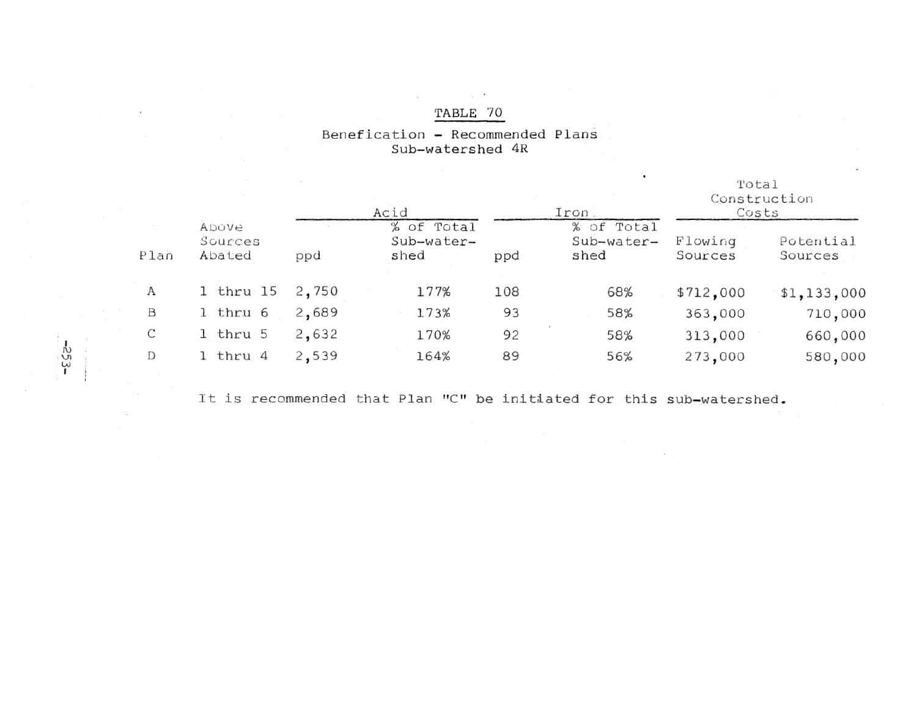TABLE 70

Benefication - Recommended Plans
Sub-watershed 4R

| Plan | Above Sources Abated | Acid | | Iron | | Total Construction Costs | |
|---|---|---|---|---|---|---|---|
| | | ppd | % of Total Sub-watershed | ppd | % of Total Sub-watershed | Flowing Sources | Potential Sources |
| A | 1 thru 15 | 2,750 | 177% | 108 | 68% | $712,000 | $1,133,000 |
| B | 1 thru 6 | 2,689 | 173% | 93 | 58% | 363,000 | 710,000 |
| C | 1 thru 5 | 2,632 | 170% | 92 | 58% | 313,000 | 660,000 |
| D | 1 thru 4 | 2,539 | 164% | 89 | 56% | 273,000 | 580,000 |

It is recommended that Plan "C" be initiated for this sub-watershed.